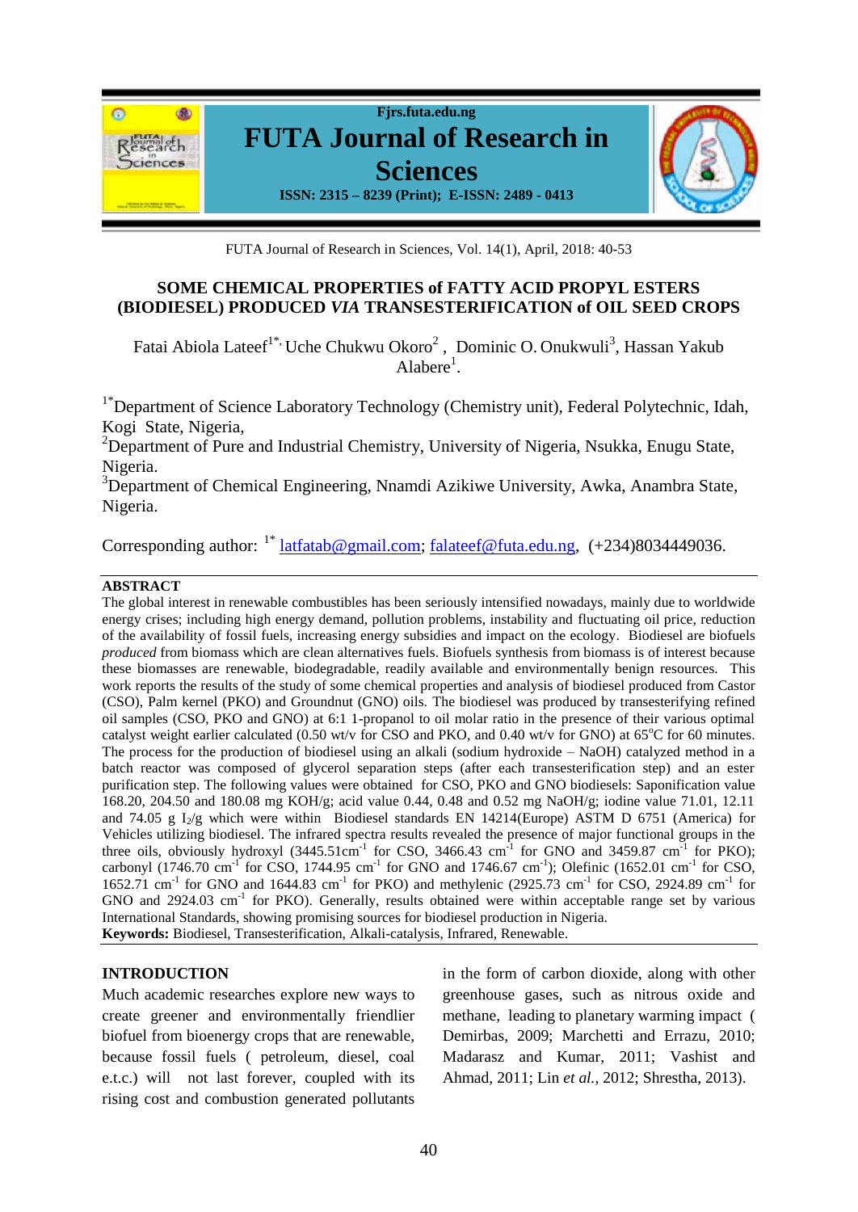# SOME CHEMICAL PROPERTIES of FATTY ACID PROPYL ESTERS (BIODIESEL) PRODUCED *VIA* TRANSESTERIFICATION of OIL SEED CROPS

Fatai Abiola Lateef[1*], Uche Chukwu Okoro[2], Dominic O. Onukwuli[3], Hassan Yakub Alabere[1].

[1*]Department of Science Laboratory Technology (Chemistry unit), Federal Polytechnic, Idah, Kogi State, Nigeria,
[2]Department of Pure and Industrial Chemistry, University of Nigeria, Nsukka, Enugu State, Nigeria.
[3]Department of Chemical Engineering, Nnamdi Azikiwe University, Awka, Anambra State, Nigeria.

Corresponding author: [1*] latfatab@gmail.com; falateef@futa.edu.ng, (+234)8034449036.

## ABSTRACT

The global interest in renewable combustibles has been seriously intensified nowadays, mainly due to worldwide energy crises; including high energy demand, pollution problems, instability and fluctuating oil price, reduction of the availability of fossil fuels, increasing energy subsidies and impact on the ecology. Biodiesel are biofuels *produced* from biomass which are clean alternatives fuels. Biofuels synthesis from biomass is of interest because these biomasses are renewable, biodegradable, readily available and environmentally benign resources. This work reports the results of the study of some chemical properties and analysis of biodiesel produced from Castor (CSO), Palm kernel (PKO) and Groundnut (GNO) oils. The biodiesel was produced by transesterifying refined oil samples (CSO, PKO and GNO) at 6:1 1-propanol to oil molar ratio in the presence of their various optimal catalyst weight earlier calculated (0.50 wt/v for CSO and PKO, and 0.40 wt/v for GNO) at 65°C for 60 minutes. The process for the production of biodiesel using an alkali (sodium hydroxide – NaOH) catalyzed method in a batch reactor was composed of glycerol separation steps (after each transesterification step) and an ester purification step. The following values were obtained for CSO, PKO and GNO biodiesels: Saponification value 168.20, 204.50 and 180.08 mg KOH/g; acid value 0.44, 0.48 and 0.52 mg NaOH/g; iodine value 71.01, 12.11 and 74.05 g $I_2$/g which were within Biodiesel standards EN 14214(Europe) ASTM D 6751 (America) for Vehicles utilizing biodiesel. The infrared spectra results revealed the presence of major functional groups in the three oils, obviously hydroxyl (3445.51cm$^{-1}$ for CSO, 3466.43 cm$^{-1}$ for GNO and 3459.87 cm$^{-1}$ for PKO); carbonyl (1746.70 cm$^{-1}$ for CSO, 1744.95 cm$^{-1}$ for GNO and 1746.67 cm$^{-1}$); Olefinic (1652.01 cm$^{-1}$ for CSO, 1652.71 cm$^{-1}$ for GNO and 1644.83 cm$^{-1}$ for PKO) and methylenic (2925.73 cm$^{-1}$ for CSO, 2924.89 cm$^{-1}$ for GNO and 2924.03 cm$^{-1}$ for PKO). Generally, results obtained were within acceptable range set by various International Standards, showing promising sources for biodiesel production in Nigeria.

**Keywords:** Biodiesel, Transesterification, Alkali-catalysis, Infrared, Renewable.

## INTRODUCTION

Much academic researches explore new ways to create greener and environmentally friendlier biofuel from bioenergy crops that are renewable, because fossil fuels ( petroleum, diesel, coal e.t.c.) will not last forever, coupled with its rising cost and combustion generated pollutants in the form of carbon dioxide, along with other greenhouse gases, such as nitrous oxide and methane, leading to planetary warming impact ( Demirbas, 2009; Marchetti and Errazu, 2010; Madarasz and Kumar, 2011; Vashist and Ahmad, 2011; Lin *et al.*, 2012; Shrestha, 2013).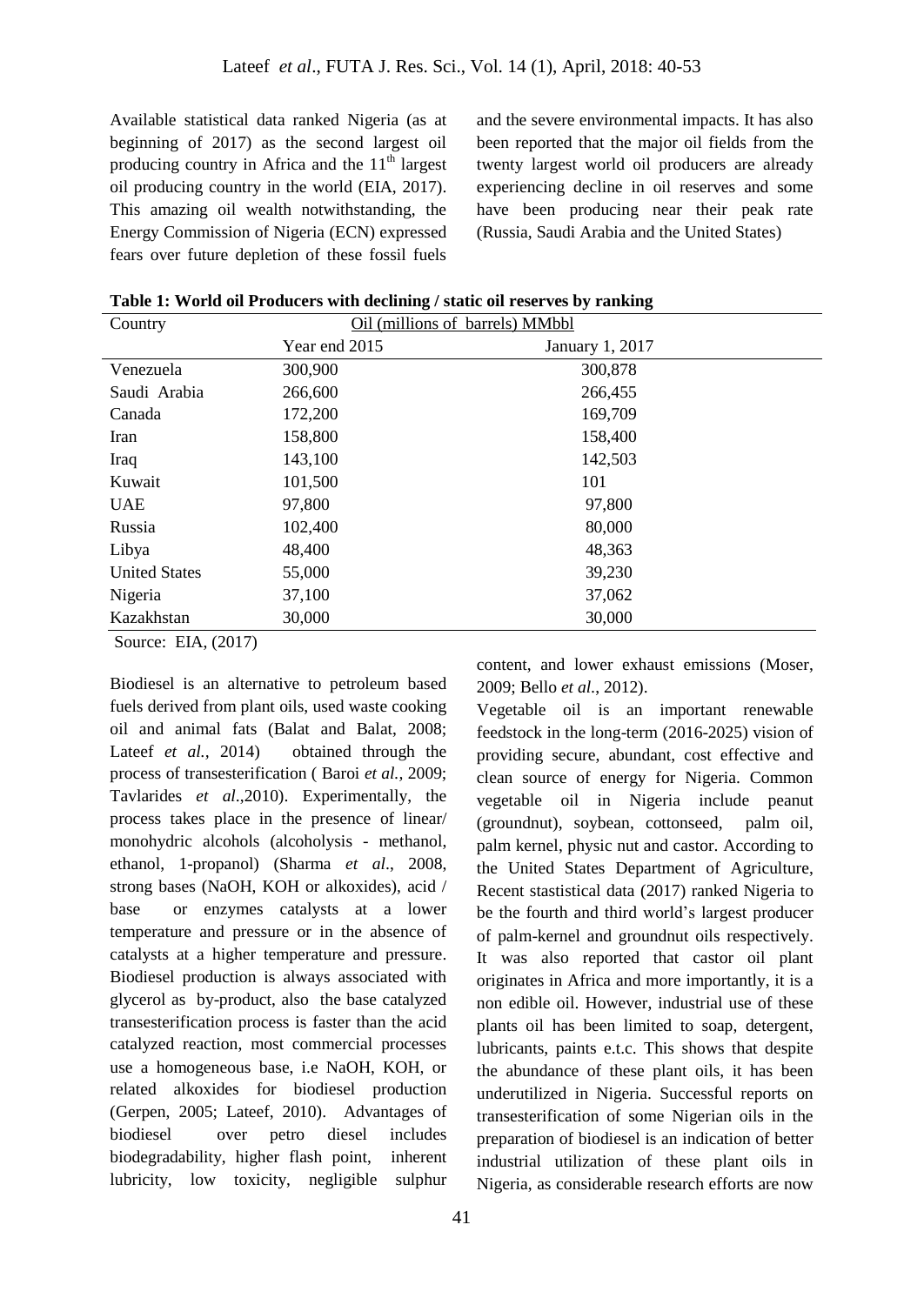Available statistical data ranked Nigeria (as at beginning of 2017) as the second largest oil producing country in Africa and the 11th largest oil producing country in the world (EIA, 2017). This amazing oil wealth notwithstanding, the Energy Commission of Nigeria (ECN) expressed fears over future depletion of these fossil fuels and the severe environmental impacts. It has also been reported that the major oil fields from the twenty largest world oil producers are already experiencing decline in oil reserves and some have been producing near their peak rate (Russia, Saudi Arabia and the United States)

**Table 1: World oil Producers with declining / static oil reserves by ranking**

| Country | Oil (millions of barrels) MMbbl | |
|---|---|---|
| | Year end 2015 | January 1, 2017 |
| Venezuela | 300,900 | 300,878 |
| Saudi Arabia | 266,600 | 266,455 |
| Canada | 172,200 | 169,709 |
| Iran | 158,800 | 158,400 |
| Iraq | 143,100 | 142,503 |
| Kuwait | 101,500 | 101 |
| UAE | 97,800 | 97,800 |
| Russia | 102,400 | 80,000 |
| Libya | 48,400 | 48,363 |
| United States | 55,000 | 39,230 |
| Nigeria | 37,100 | 37,062 |
| Kazakhstan | 30,000 | 30,000 |

Source: EIA, (2017)

Biodiesel is an alternative to petroleum based fuels derived from plant oils, used waste cooking oil and animal fats (Balat and Balat, 2008; Lateef *et al.*, 2014) obtained through the process of transesterification ( Baroi *et al.*, 2009; Tavlarides *et al*.,2010). Experimentally, the process takes place in the presence of linear/ monohydric alcohols (alcoholysis - methanol, ethanol, 1-propanol) (Sharma *et al*., 2008, strong bases (NaOH, KOH or alkoxides), acid / base or enzymes catalysts at a lower temperature and pressure or in the absence of catalysts at a higher temperature and pressure. Biodiesel production is always associated with glycerol as by-product, also the base catalyzed transesterification process is faster than the acid catalyzed reaction, most commercial processes use a homogeneous base, i.e NaOH, KOH, or related alkoxides for biodiesel production (Gerpen, 2005; Lateef, 2010). Advantages of biodiesel over petro diesel includes biodegradability, higher flash point, inherent lubricity, low toxicity, negligible sulphur content, and lower exhaust emissions (Moser, 2009; Bello *et al*., 2012).

Vegetable oil is an important renewable feedstock in the long-term (2016-2025) vision of providing secure, abundant, cost effective and clean source of energy for Nigeria. Common vegetable oil in Nigeria include peanut (groundnut), soybean, cottonseed, palm oil, palm kernel, physic nut and castor. According to the United States Department of Agriculture, Recent stastistical data (2017) ranked Nigeria to be the fourth and third world's largest producer of palm-kernel and groundnut oils respectively. It was also reported that castor oil plant originates in Africa and more importantly, it is a non edible oil. However, industrial use of these plants oil has been limited to soap, detergent, lubricants, paints e.t.c. This shows that despite the abundance of these plant oils, it has been underutilized in Nigeria. Successful reports on transesterification of some Nigerian oils in the preparation of biodiesel is an indication of better industrial utilization of these plant oils in Nigeria, as considerable research efforts are now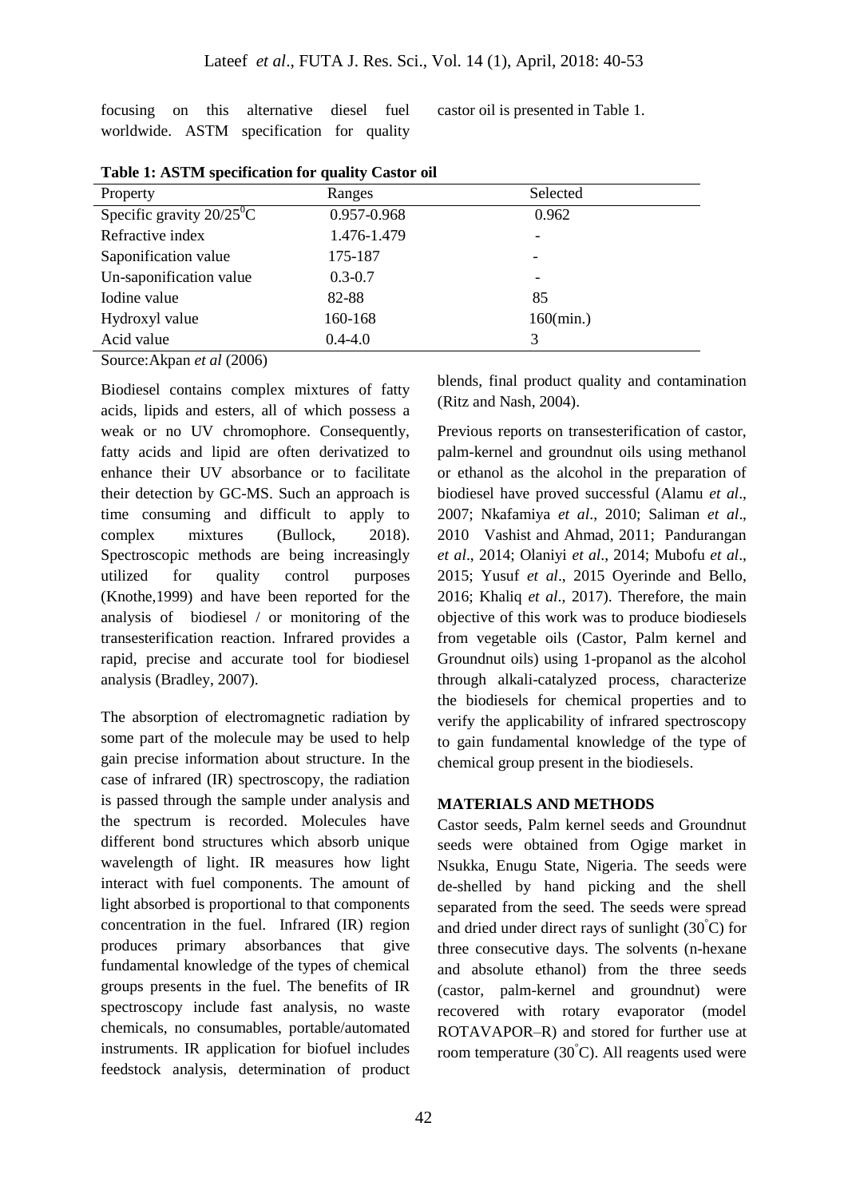focusing on this alternative diesel fuel worldwide. ASTM specification for quality castor oil is presented in Table 1.

**Table 1: ASTM specification for quality Castor oil**

| Property | Ranges | Selected |
|---|---|---|
| Specific gravity $20/25^0$C | 0.957-0.968 | 0.962 |
| Refractive index | 1.476-1.479 | - |
| Saponification value | 175-187 | - |
| Un-saponification value | 0.3-0.7 | - |
| Iodine value | 82-88 | 85 |
| Hydroxyl value | 160-168 | 160(min.) |
| Acid value | 0.4-4.0 | 3 |

Source: Akpan *et al* (2006)

Biodiesel contains complex mixtures of fatty acids, lipids and esters, all of which possess a weak or no UV chromophore. Consequently, fatty acids and lipid are often derivatized to enhance their UV absorbance or to facilitate their detection by GC-MS. Such an approach is time consuming and difficult to apply to complex mixtures (Bullock, 2018). Spectroscopic methods are being increasingly utilized for quality control purposes (Knothe,1999) and have been reported for the analysis of biodiesel / or monitoring of the transesterification reaction. Infrared provides a rapid, precise and accurate tool for biodiesel analysis (Bradley, 2007).

The absorption of electromagnetic radiation by some part of the molecule may be used to help gain precise information about structure. In the case of infrared (IR) spectroscopy, the radiation is passed through the sample under analysis and the spectrum is recorded. Molecules have different bond structures which absorb unique wavelength of light. IR measures how light interact with fuel components. The amount of light absorbed is proportional to that components concentration in the fuel. Infrared (IR) region produces primary absorbances that give fundamental knowledge of the types of chemical groups presents in the fuel. The benefits of IR spectroscopy include fast analysis, no waste chemicals, no consumables, portable/automated instruments. IR application for biofuel includes feedstock analysis, determination of product blends, final product quality and contamination (Ritz and Nash, 2004).

Previous reports on transesterification of castor, palm-kernel and groundnut oils using methanol or ethanol as the alcohol in the preparation of biodiesel have proved successful (Alamu *et al*., 2007; Nkafamiya *et al*., 2010; Saliman *et al*., 2010 Vashist and Ahmad, 2011; Pandurangan *et al*., 2014; Olaniyi *et al*., 2014; Mubofu *et al*., 2015; Yusuf *et al*., 2015 Oyerinde and Bello, 2016; Khaliq *et al*., 2017). Therefore, the main objective of this work was to produce biodiesels from vegetable oils (Castor, Palm kernel and Groundnut oils) using 1-propanol as the alcohol through alkali-catalyzed process, characterize the biodiesels for chemical properties and to verify the applicability of infrared spectroscopy to gain fundamental knowledge of the type of chemical group present in the biodiesels.

## MATERIALS AND METHODS

Castor seeds, Palm kernel seeds and Groundnut seeds were obtained from Ogige market in Nsukka, Enugu State, Nigeria. The seeds were de-shelled by hand picking and the shell separated from the seed. The seeds were spread and dried under direct rays of sunlight (30°C) for three consecutive days. The solvents (n-hexane and absolute ethanol) from the three seeds (castor, palm-kernel and groundnut) were recovered with rotary evaporator (model ROTAVAPOR–R) and stored for further use at room temperature (30°C). All reagents used were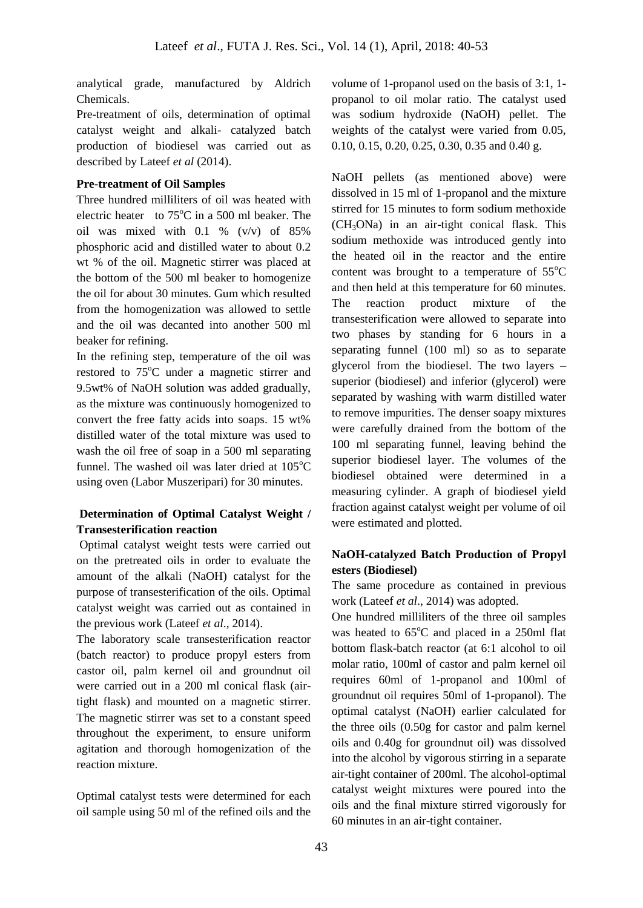analytical grade, manufactured by Aldrich Chemicals.

Pre-treatment of oils, determination of optimal catalyst weight and alkali- catalyzed batch production of biodiesel was carried out as described by Lateef *et al* (2014).

**Pre-treatment of Oil Samples**

Three hundred milliliters of oil was heated with electric heater to 75°C in a 500 ml beaker. The oil was mixed with 0.1 % (v/v) of 85% phosphoric acid and distilled water to about 0.2 wt % of the oil. Magnetic stirrer was placed at the bottom of the 500 ml beaker to homogenize the oil for about 30 minutes. Gum which resulted from the homogenization was allowed to settle and the oil was decanted into another 500 ml beaker for refining.

In the refining step, temperature of the oil was restored to 75°C under a magnetic stirrer and 9.5wt% of NaOH solution was added gradually, as the mixture was continuously homogenized to convert the free fatty acids into soaps. 15 wt% distilled water of the total mixture was used to wash the oil free of soap in a 500 ml separating funnel. The washed oil was later dried at 105°C using oven (Labor Muszeripari) for 30 minutes.

**Determination of Optimal Catalyst Weight / Transesterification reaction**

Optimal catalyst weight tests were carried out on the pretreated oils in order to evaluate the amount of the alkali (NaOH) catalyst for the purpose of transesterification of the oils. Optimal catalyst weight was carried out as contained in the previous work (Lateef *et al*., 2014).

The laboratory scale transesterification reactor (batch reactor) to produce propyl esters from castor oil, palm kernel oil and groundnut oil were carried out in a 200 ml conical flask (air-tight flask) and mounted on a magnetic stirrer. The magnetic stirrer was set to a constant speed throughout the experiment, to ensure uniform agitation and thorough homogenization of the reaction mixture.

Optimal catalyst tests were determined for each oil sample using 50 ml of the refined oils and the volume of 1-propanol used on the basis of 3:1, 1-propanol to oil molar ratio. The catalyst used was sodium hydroxide (NaOH) pellet. The weights of the catalyst were varied from 0.05, 0.10, 0.15, 0.20, 0.25, 0.30, 0.35 and 0.40 g.

NaOH pellets (as mentioned above) were dissolved in 15 ml of 1-propanol and the mixture stirred for 15 minutes to form sodium methoxide ($CH_3ONa$) in an air-tight conical flask. This sodium methoxide was introduced gently into the heated oil in the reactor and the entire content was brought to a temperature of 55°C and then held at this temperature for 60 minutes. The reaction product mixture of the transesterification were allowed to separate into two phases by standing for 6 hours in a separating funnel (100 ml) so as to separate glycerol from the biodiesel. The two layers – superior (biodiesel) and inferior (glycerol) were separated by washing with warm distilled water to remove impurities. The denser soapy mixtures were carefully drained from the bottom of the 100 ml separating funnel, leaving behind the superior biodiesel layer. The volumes of the biodiesel obtained were determined in a measuring cylinder. A graph of biodiesel yield fraction against catalyst weight per volume of oil were estimated and plotted.

**NaOH-catalyzed Batch Production of Propyl esters (Biodiesel)**

The same procedure as contained in previous work (Lateef *et al*., 2014) was adopted.

One hundred milliliters of the three oil samples was heated to 65°C and placed in a 250ml flat bottom flask-batch reactor (at 6:1 alcohol to oil molar ratio, 100ml of castor and palm kernel oil requires 60ml of 1-propanol and 100ml of groundnut oil requires 50ml of 1-propanol). The optimal catalyst (NaOH) earlier calculated for the three oils (0.50g for castor and palm kernel oils and 0.40g for groundnut oil) was dissolved into the alcohol by vigorous stirring in a separate air-tight container of 200ml. The alcohol-optimal catalyst weight mixtures were poured into the oils and the final mixture stirred vigorously for 60 minutes in an air-tight container.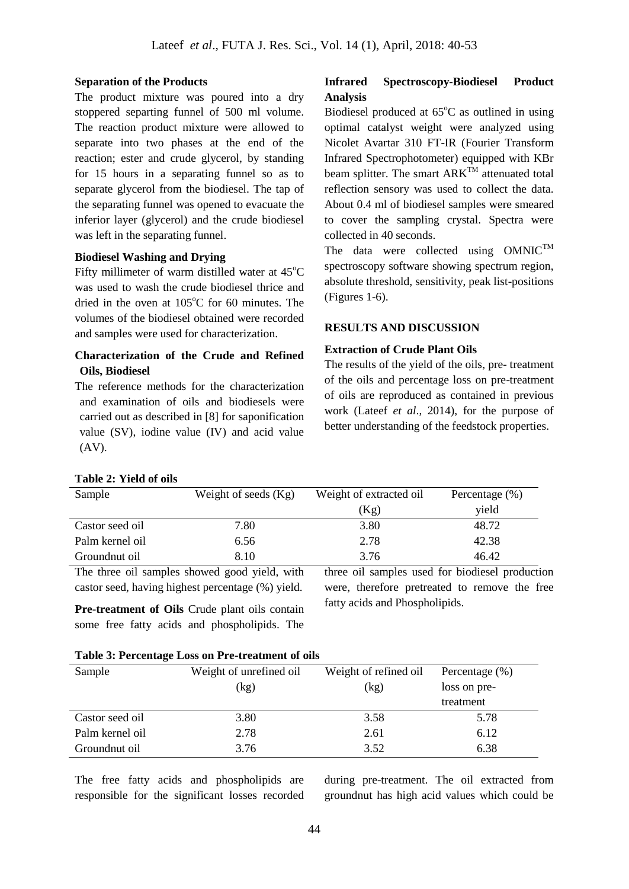### Separation of the Products

The product mixture was poured into a dry stoppered separting funnel of 500 ml volume. The reaction product mixture were allowed to separate into two phases at the end of the reaction; ester and crude glycerol, by standing for 15 hours in a separating funnel so as to separate glycerol from the biodiesel. The tap of the separating funnel was opened to evacuate the inferior layer (glycerol) and the crude biodiesel was left in the separating funnel.

### Biodiesel Washing and Drying

Fifty millimeter of warm distilled water at 45$^{o}$C was used to wash the crude biodiesel thrice and dried in the oven at 105$^{o}$C for 60 minutes. The volumes of the biodiesel obtained were recorded and samples were used for characterization.

### Characterization of the Crude and Refined Oils, Biodiesel

The reference methods for the characterization and examination of oils and biodiesels were carried out as described in [8] for saponification value (SV), iodine value (IV) and acid value (AV).

### Infrared Spectroscopy-Biodiesel Product Analysis

Biodiesel produced at 65$^{o}$C as outlined in using optimal catalyst weight were analyzed using Nicolet Avartar 310 FT-IR (Fourier Transform Infrared Spectrophotometer) equipped with KBr beam splitter. The smart ARK$^{TM}$ attenuated total reflection sensory was used to collect the data. About 0.4 ml of biodiesel samples were smeared to cover the sampling crystal. Spectra were collected in 40 seconds.

The data were collected using OMNIC$^{TM}$ spectroscopy software showing spectrum region, absolute threshold, sensitivity, peak list-positions (Figures 1-6).

## RESULTS AND DISCUSSION

### Extraction of Crude Plant Oils

The results of the yield of the oils, pre- treatment of the oils and percentage loss on pre-treatment of oils are reproduced as contained in previous work (Lateef *et al*., 2014), for the purpose of better understanding of the feedstock properties.

**Table 2: Yield of oils**

| Sample | Weight of seeds (Kg) | Weight of extracted oil (Kg) | Percentage (%) yield |
|---|---|---|---|
| Castor seed oil | 7.80 | 3.80 | 48.72 |
| Palm kernel oil | 6.56 | 2.78 | 42.38 |
| Groundnut oil | 8.10 | 3.76 | 46.42 |

The three oil samples showed good yield, with castor seed, having highest percentage (%) yield.

**Pre-treatment of Oils** Crude plant oils contain some free fatty acids and phospholipids. The three oil samples used for biodiesel production were, therefore pretreated to remove the free fatty acids and Phospholipids.

**Table 3: Percentage Loss on Pre-treatment of oils**

| Sample | Weight of unrefined oil (kg) | Weight of refined oil (kg) | Percentage (%) loss on pre-treatment |
|---|---|---|---|
| Castor seed oil | 3.80 | 3.58 | 5.78 |
| Palm kernel oil | 2.78 | 2.61 | 6.12 |
| Groundnut oil | 3.76 | 3.52 | 6.38 |

The free fatty acids and phospholipids are responsible for the significant losses recorded during pre-treatment. The oil extracted from groundnut has high acid values which could be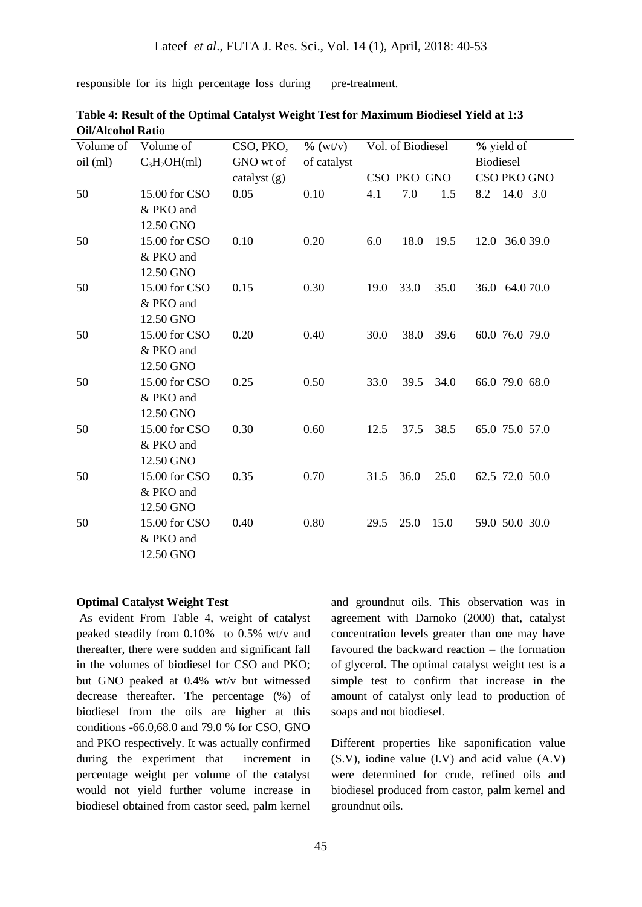responsible for its high percentage loss during pre-treatment.

**Table 4: Result of the Optimal Catalyst Weight Test for Maximum Biodiesel Yield at 1:3 Oil/Alcohol Ratio**

| Volume of oil (ml) | Volume of $C_3H_2OH$(ml) | CSO, PKO, GNO wt of catalyst (g) | **%** (wt/v) of catalyst | Vol. of Biodiesel | | | **%** yield of Biodiesel | | |
|---|---|---|---|---|---|---|---|---|---|
| | | | | CSO | PKO | GNO | CSO | PKO | GNO |
| 50 | 15.00 for CSO & PKO and 12.50 GNO | 0.05 | 0.10 | 4.1 | 7.0 | 1.5 | 8.2 | 14.0 | 3.0 |
| 50 | 15.00 for CSO & PKO and 12.50 GNO | 0.10 | 0.20 | 6.0 | 18.0 | 19.5 | 12.0 | 36.0 | 39.0 |
| 50 | 15.00 for CSO & PKO and 12.50 GNO | 0.15 | 0.30 | 19.0 | 33.0 | 35.0 | 36.0 | 64.0 | 70.0 |
| 50 | 15.00 for CSO & PKO and 12.50 GNO | 0.20 | 0.40 | 30.0 | 38.0 | 39.6 | 60.0 | 76.0 | 79.0 |
| 50 | 15.00 for CSO & PKO and 12.50 GNO | 0.25 | 0.50 | 33.0 | 39.5 | 34.0 | 66.0 | 79.0 | 68.0 |
| 50 | 15.00 for CSO & PKO and 12.50 GNO | 0.30 | 0.60 | 12.5 | 37.5 | 38.5 | 65.0 | 75.0 | 57.0 |
| 50 | 15.00 for CSO & PKO and 12.50 GNO | 0.35 | 0.70 | 31.5 | 36.0 | 25.0 | 62.5 | 72.0 | 50.0 |
| 50 | 15.00 for CSO & PKO and 12.50 GNO | 0.40 | 0.80 | 29.5 | 25.0 | 15.0 | 59.0 | 50.0 | 30.0 |

**Optimal Catalyst Weight Test**

As evident From Table 4, weight of catalyst peaked steadily from 0.10% to 0.5% wt/v and thereafter, there were sudden and significant fall in the volumes of biodiesel for CSO and PKO; but GNO peaked at 0.4% wt/v but witnessed decrease thereafter. The percentage (%) of biodiesel from the oils are higher at this conditions -66.0,68.0 and 79.0 % for CSO, GNO and PKO respectively. It was actually confirmed during the experiment that increment in percentage weight per volume of the catalyst would not yield further volume increase in biodiesel obtained from castor seed, palm kernel and groundnut oils. This observation was in agreement with Darnoko (2000) that, catalyst concentration levels greater than one may have favoured the backward reaction – the formation of glycerol. The optimal catalyst weight test is a simple test to confirm that increase in the amount of catalyst only lead to production of soaps and not biodiesel.

Different properties like saponification value (S.V), iodine value (I.V) and acid value (A.V) were determined for crude, refined oils and biodiesel produced from castor, palm kernel and groundnut oils.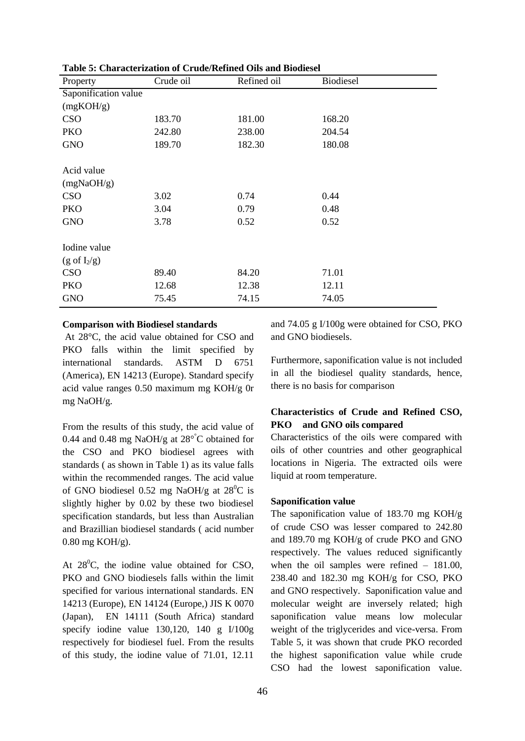**Table 5: Characterization of Crude/Refined Oils and Biodiesel**

| Property | Crude oil | Refined oil | Biodiesel |
|---|---|---|---|
| Saponification value (mgKOH/g) | | | |
| CSO | 183.70 | 181.00 | 168.20 |
| PKO | 242.80 | 238.00 | 204.54 |
| GNO | 189.70 | 182.30 | 180.08 |
| Acid value (mgNaOH/g) | | | |
| CSO | 3.02 | 0.74 | 0.44 |
| PKO | 3.04 | 0.79 | 0.48 |
| GNO | 3.78 | 0.52 | 0.52 |
| Iodine value (g of $I_2$/g) | | | |
| CSO | 89.40 | 84.20 | 71.01 |
| PKO | 12.68 | 12.38 | 12.11 |
| GNO | 75.45 | 74.15 | 74.05 |

**Comparison with Biodiesel standards**

At 28°C, the acid value obtained for CSO and PKO falls within the limit specified by international standards. ASTM D 6751 (America), EN 14213 (Europe). Standard specify acid value ranges 0.50 maximum mg KOH/g 0r mg NaOH/g.

From the results of this study, the acid value of 0.44 and 0.48 mg NaOH/g at 28°C obtained for the CSO and PKO biodiesel agrees with standards ( as shown in Table 1) as its value falls within the recommended ranges. The acid value of GNO biodiesel 0.52 mg NaOH/g at $28^0$C is slightly higher by 0.02 by these two biodiesel specification standards, but less than Australian and Brazillian biodiesel standards ( acid number 0.80 mg KOH/g).

At $28^0$C, the iodine value obtained for CSO, PKO and GNO biodiesels falls within the limit specified for various international standards. EN 14213 (Europe), EN 14124 (Europe,) JIS K 0070 (Japan), EN 14111 (South Africa) standard specify iodine value 130,120, 140 g I/100g respectively for biodiesel fuel. From the results of this study, the iodine value of 71.01, 12.11 and 74.05 g I/100g were obtained for CSO, PKO and GNO biodiesels.

Furthermore, saponification value is not included in all the biodiesel quality standards, hence, there is no basis for comparison

**Characteristics of Crude and Refined CSO, PKO and GNO oils compared**

Characteristics of the oils were compared with oils of other countries and other geographical locations in Nigeria. The extracted oils were liquid at room temperature.

**Saponification value**

The saponification value of 183.70 mg KOH/g of crude CSO was lesser compared to 242.80 and 189.70 mg KOH/g of crude PKO and GNO respectively. The values reduced significantly when the oil samples were refined – 181.00, 238.40 and 182.30 mg KOH/g for CSO, PKO and GNO respectively. Saponification value and molecular weight are inversely related; high saponification value means low molecular weight of the triglycerides and vice-versa. From Table 5, it was shown that crude PKO recorded the highest saponification value while crude CSO had the lowest saponification value.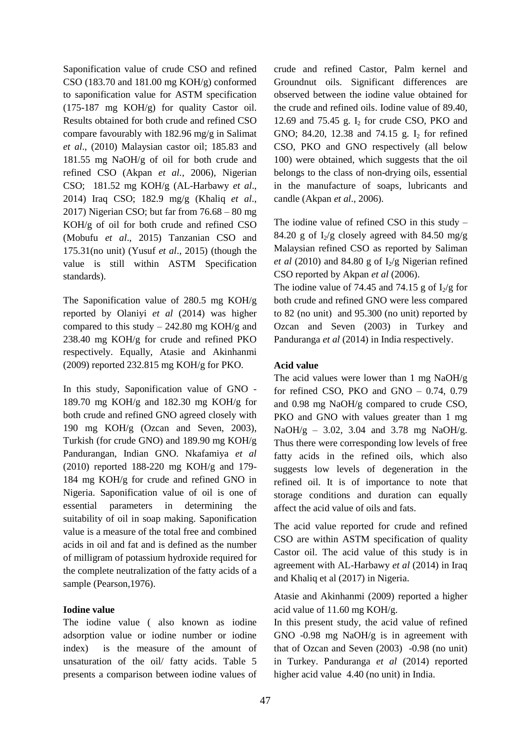Saponification value of crude CSO and refined CSO (183.70 and 181.00 mg KOH/g) conformed to saponification value for ASTM specification (175-187 mg KOH/g) for quality Castor oil. Results obtained for both crude and refined CSO compare favourably with 182.96 mg/g in Salimat *et al*., (2010) Malaysian castor oil; 185.83 and 181.55 mg NaOH/g of oil for both crude and refined CSO (Akpan *et al.*, 2006), Nigerian CSO; 181.52 mg KOH/g (AL-Harbawy *et al*., 2014) Iraq CSO; 182.9 mg/g (Khaliq *et al*., 2017) Nigerian CSO; but far from 76.68 – 80 mg KOH/g of oil for both crude and refined CSO (Mobufu *et al*., 2015) Tanzanian CSO and 175.31(no unit) (Yusuf *et al*., 2015) (though the value is still within ASTM Specification standards).

The Saponification value of 280.5 mg KOH/g reported by Olaniyi *et al* (2014) was higher compared to this study – 242.80 mg KOH/g and 238.40 mg KOH/g for crude and refined PKO respectively. Equally, Atasie and Akinhanmi (2009) reported 232.815 mg KOH/g for PKO.

In this study, Saponification value of GNO - 189.70 mg KOH/g and 182.30 mg KOH/g for both crude and refined GNO agreed closely with 190 mg KOH/g (Ozcan and Seven, 2003), Turkish (for crude GNO) and 189.90 mg KOH/g Pandurangan, Indian GNO. Nkafamiya *et al* (2010) reported 188-220 mg KOH/g and 179-184 mg KOH/g for crude and refined GNO in Nigeria. Saponification value of oil is one of essential parameters in determining the suitability of oil in soap making. Saponification value is a measure of the total free and combined acids in oil and fat and is defined as the number of milligram of potassium hydroxide required for the complete neutralization of the fatty acids of a sample (Pearson,1976).

**Iodine value**

The iodine value ( also known as iodine adsorption value or iodine number or iodine index) is the measure of the amount of unsaturation of the oil/ fatty acids. Table 5 presents a comparison between iodine values of crude and refined Castor, Palm kernel and Groundnut oils. Significant differences are observed between the iodine value obtained for the crude and refined oils. Iodine value of 89.40, 12.69 and 75.45 g. $I_2$ for crude CSO, PKO and GNO; 84.20, 12.38 and 74.15 g. $I_2$ for refined CSO, PKO and GNO respectively (all below 100) were obtained, which suggests that the oil belongs to the class of non-drying oils, essential in the manufacture of soaps, lubricants and candle (Akpan *et al*., 2006).

The iodine value of refined CSO in this study – 84.20 g of $I_2$/g closely agreed with 84.50 mg/g Malaysian refined CSO as reported by Saliman *et al* (2010) and 84.80 g of $I_2$/g Nigerian refined CSO reported by Akpan *et al* (2006).

The iodine value of 74.45 and 74.15 g of $I_2$/g for both crude and refined GNO were less compared to 82 (no unit) and 95.300 (no unit) reported by Ozcan and Seven (2003) in Turkey and Panduranga *et al* (2014) in India respectively.

**Acid value**

The acid values were lower than 1 mg NaOH/g for refined CSO, PKO and GNO – 0.74, 0.79 and 0.98 mg NaOH/g compared to crude CSO, PKO and GNO with values greater than 1 mg NaOH/g – 3.02, 3.04 and 3.78 mg NaOH/g. Thus there were corresponding low levels of free fatty acids in the refined oils, which also suggests low levels of degeneration in the refined oil. It is of importance to note that storage conditions and duration can equally affect the acid value of oils and fats.

The acid value reported for crude and refined CSO are within ASTM specification of quality Castor oil. The acid value of this study is in agreement with AL-Harbawy *et al* (2014) in Iraq and Khaliq et al (2017) in Nigeria.

Atasie and Akinhanmi (2009) reported a higher acid value of 11.60 mg KOH/g.

In this present study, the acid value of refined GNO -0.98 mg NaOH/g is in agreement with that of Ozcan and Seven (2003) -0.98 (no unit) in Turkey. Panduranga *et al* (2014) reported higher acid value 4.40 (no unit) in India.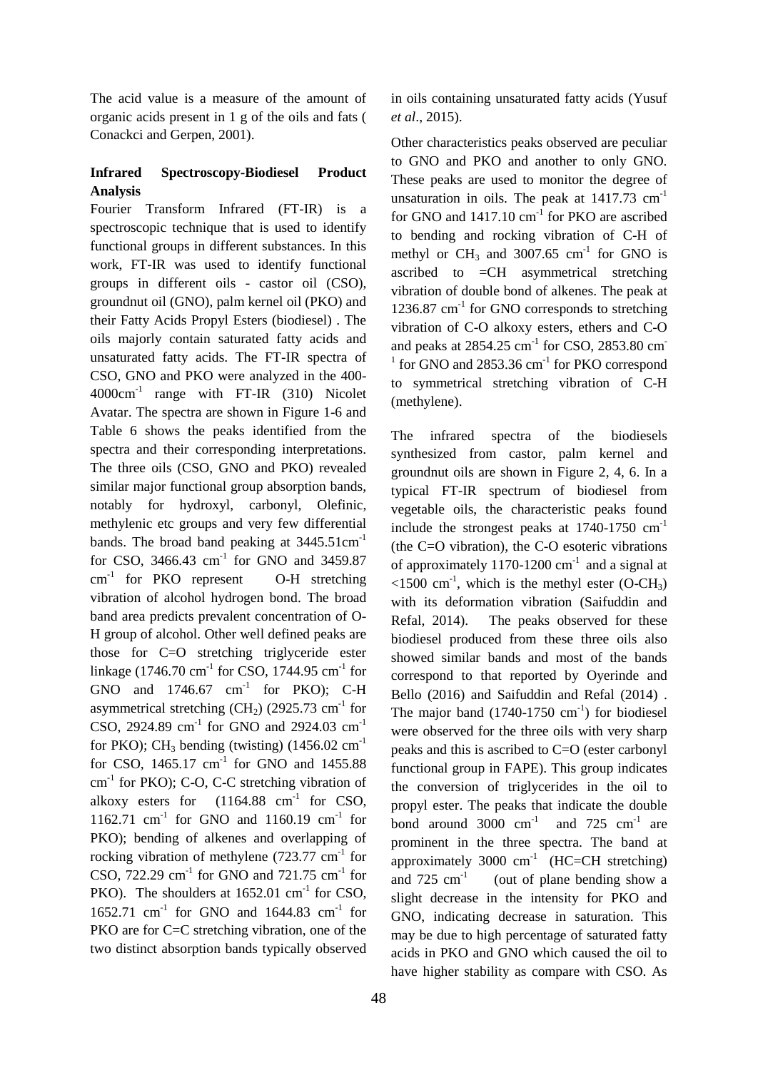The acid value is a measure of the amount of organic acids present in 1 g of the oils and fats ( Conackci and Gerpen, 2001).

**Infrared Spectroscopy-Biodiesel Product Analysis**

Fourier Transform Infrared (FT-IR) is a spectroscopic technique that is used to identify functional groups in different substances. In this work, FT-IR was used to identify functional groups in different oils - castor oil (CSO), groundnut oil (GNO), palm kernel oil (PKO) and their Fatty Acids Propyl Esters (biodiesel) . The oils majorly contain saturated fatty acids and unsaturated fatty acids. The FT-IR spectra of CSO, GNO and PKO were analyzed in the 400-4000cm$^{-1}$ range with FT-IR (310) Nicolet Avatar. The spectra are shown in Figure 1-6 and Table 6 shows the peaks identified from the spectra and their corresponding interpretations. The three oils (CSO, GNO and PKO) revealed similar major functional group absorption bands, notably for hydroxyl, carbonyl, Olefinic, methylenic etc groups and very few differential bands. The broad band peaking at 3445.51cm$^{-1}$ for CSO, 3466.43 cm$^{-1}$ for GNO and 3459.87 cm$^{-1}$ for PKO represent O-H stretching vibration of alcohol hydrogen bond. The broad band area predicts prevalent concentration of O-H group of alcohol. Other well defined peaks are those for C=O stretching triglyceride ester linkage (1746.70 cm$^{-1}$ for CSO, 1744.95 cm$^{-1}$ for GNO and 1746.67 cm$^{-1}$ for PKO); C-H asymmetrical stretching ($CH_2$) (2925.73 cm$^{-1}$ for CSO, 2924.89 cm$^{-1}$ for GNO and 2924.03 cm$^{-1}$ for PKO); $CH_3$ bending (twisting) (1456.02 cm$^{-1}$ for CSO, 1465.17 cm$^{-1}$ for GNO and 1455.88 cm$^{-1}$ for PKO); C-O, C-C stretching vibration of alkoxy esters for (1164.88 cm$^{-1}$ for CSO, 1162.71 cm$^{-1}$ for GNO and 1160.19 cm$^{-1}$ for PKO); bending of alkenes and overlapping of rocking vibration of methylene (723.77 cm$^{-1}$ for CSO, 722.29 cm$^{-1}$ for GNO and 721.75 cm$^{-1}$ for PKO). The shoulders at 1652.01 cm$^{-1}$ for CSO, 1652.71 cm$^{-1}$ for GNO and 1644.83 cm$^{-1}$ for PKO are for C=C stretching vibration, one of the two distinct absorption bands typically observed in oils containing unsaturated fatty acids (Yusuf *et al*., 2015).

Other characteristics peaks observed are peculiar to GNO and PKO and another to only GNO. These peaks are used to monitor the degree of unsaturation in oils. The peak at 1417.73 cm$^{-1}$ for GNO and 1417.10 cm$^{-1}$ for PKO are ascribed to bending and rocking vibration of C-H of methyl or $CH_3$ and 3007.65 cm$^{-1}$ for GNO is ascribed to =CH asymmetrical stretching vibration of double bond of alkenes. The peak at 1236.87 cm$^{-1}$ for GNO corresponds to stretching vibration of C-O alkoxy esters, ethers and C-O and peaks at 2854.25 cm$^{-1}$ for CSO, 2853.80 cm$^{-1}$ for GNO and 2853.36 cm$^{-1}$ for PKO correspond to symmetrical stretching vibration of C-H (methylene).

The infrared spectra of the biodiesels synthesized from castor, palm kernel and groundnut oils are shown in Figure 2, 4, 6. In a typical FT-IR spectrum of biodiesel from vegetable oils, the characteristic peaks found include the strongest peaks at 1740-1750 cm$^{-1}$ (the C=O vibration), the C-O esoteric vibrations of approximately 1170-1200 cm$^{-1}$ and a signal at <1500 cm$^{-1}$, which is the methyl ester (O-$CH_3$) with its deformation vibration (Saifuddin and Refal, 2014). The peaks observed for these biodiesel produced from these three oils also showed similar bands and most of the bands correspond to that reported by Oyerinde and Bello (2016) and Saifuddin and Refal (2014) . The major band (1740-1750 cm$^{-1}$) for biodiesel were observed for the three oils with very sharp peaks and this is ascribed to C=O (ester carbonyl functional group in FAPE). This group indicates the conversion of triglycerides in the oil to propyl ester. The peaks that indicate the double bond around 3000 cm$^{-1}$ and 725 cm$^{-1}$ are prominent in the three spectra. The band at approximately 3000 cm$^{-1}$ (HC=CH stretching) and 725 cm$^{-1}$ (out of plane bending show a slight decrease in the intensity for PKO and GNO, indicating decrease in saturation. This may be due to high percentage of saturated fatty acids in PKO and GNO which caused the oil to have higher stability as compare with CSO. As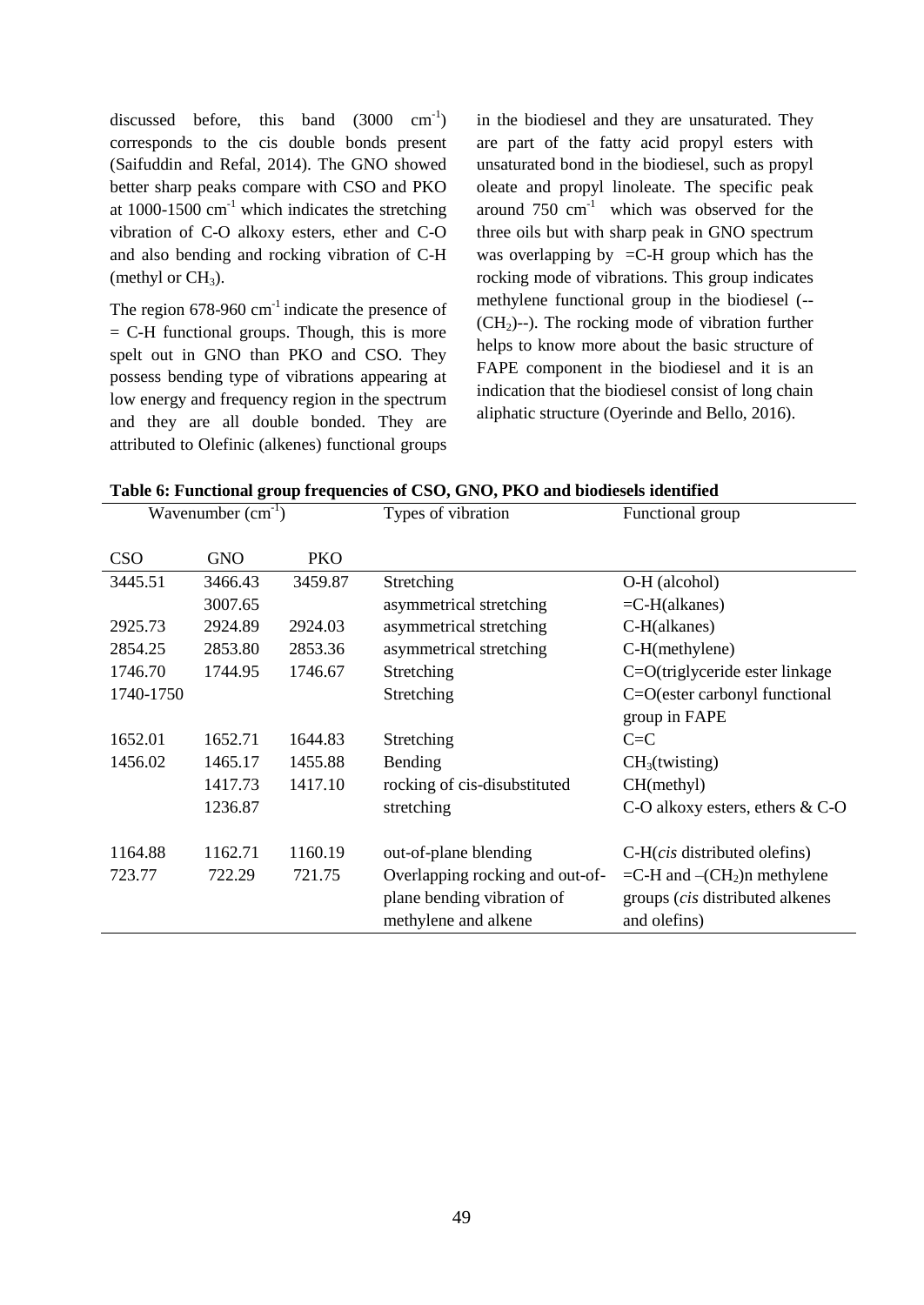discussed before, this band (3000 $cm^{-1}$) corresponds to the cis double bonds present (Saifuddin and Refal, 2014). The GNO showed better sharp peaks compare with CSO and PKO at 1000-1500 $cm^{-1}$ which indicates the stretching vibration of C-O alkoxy esters, ether and C-O and also bending and rocking vibration of C-H (methyl or $CH_3$).

The region 678-960 $cm^{-1}$ indicate the presence of = C-H functional groups. Though, this is more spelt out in GNO than PKO and CSO. They possess bending type of vibrations appearing at low energy and frequency region in the spectrum and they are all double bonded. They are attributed to Olefinic (alkenes) functional groups in the biodiesel and they are unsaturated. They are part of the fatty acid propyl esters with unsaturated bond in the biodiesel, such as propyl oleate and propyl linoleate. The specific peak around 750 $cm^{-1}$ which was observed for the three oils but with sharp peak in GNO spectrum was overlapping by =C-H group which has the rocking mode of vibrations. This group indicates methylene functional group in the biodiesel (--($CH_2$)--). The rocking mode of vibration further helps to know more about the basic structure of FAPE component in the biodiesel and it is an indication that the biodiesel consist of long chain aliphatic structure (Oyerinde and Bello, 2016).

**Table 6: Functional group frequencies of CSO, GNO, PKO and biodiesels identified**

| Wavenumber ($cm^{-1}$) | | | Types of vibration | Functional group |
|---|---|---|---|---|
| CSO | GNO | PKO | | |
| 3445.51 | 3466.43 | 3459.87 | Stretching | O-H (alcohol) |
| | 3007.65 | | asymmetrical stretching | =C-H(alkanes) |
| 2925.73 | 2924.89 | 2924.03 | asymmetrical stretching | C-H(alkanes) |
| 2854.25 | 2853.80 | 2853.36 | asymmetrical stretching | C-H(methylene) |
| 1746.70 | 1744.95 | 1746.67 | Stretching | C=O(triglyceride ester linkage |
| 1740-1750 | | | Stretching | C=O(ester carbonyl functional group in FAPE |
| 1652.01 | 1652.71 | 1644.83 | Stretching | C=C |
| 1456.02 | 1465.17 | 1455.88 | Bending | $CH_3$(twisting) |
| | 1417.73 | 1417.10 | rocking of cis-disubstituted | CH(methyl) |
| | 1236.87 | | stretching | C-O alkoxy esters, ethers & C-O |
| 1164.88 | 1162.71 | 1160.19 | out-of-plane blending | C-H(*cis* distributed olefins) |
| 723.77 | 722.29 | 721.75 | Overlapping rocking and out-of-plane bending vibration of methylene and alkene | =C-H and –($CH_2$)n methylene groups (*cis* distributed alkenes and olefins) |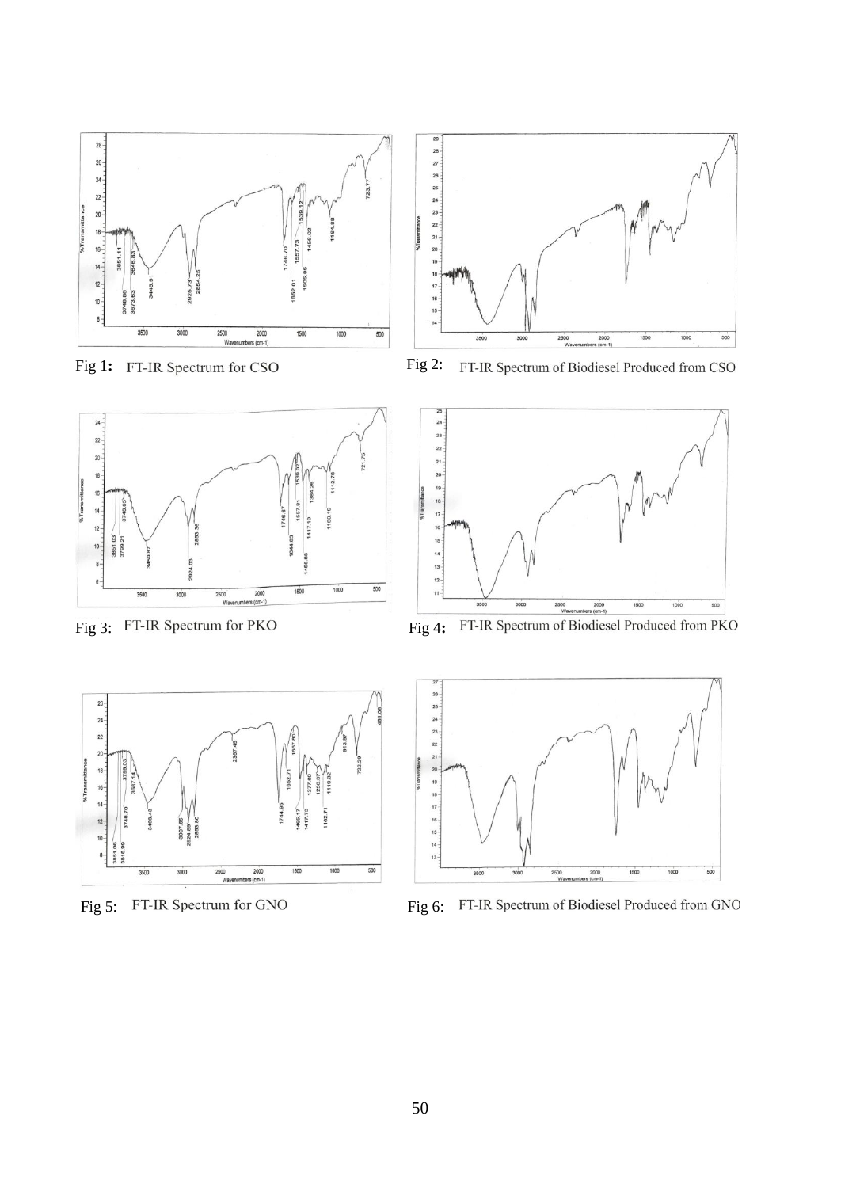Fig 1: FT-IR Spectrum for CSO

Fig 2: FT-IR Spectrum of Biodiesel Produced from CSO

Fig 3: FT-IR Spectrum for PKO

Fig 4: FT-IR Spectrum of Biodiesel Produced from PKO

Fig 5: FT-IR Spectrum for GNO

Fig 6: FT-IR Spectrum of Biodiesel Produced from GNO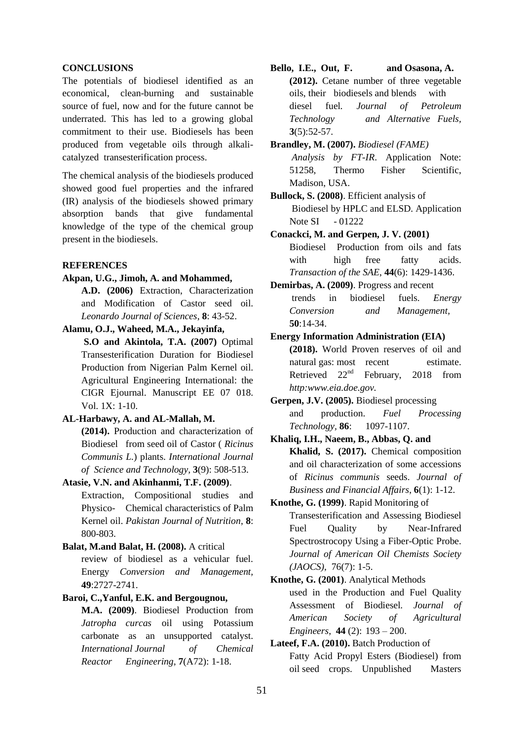## CONCLUSIONS

The potentials of biodiesel identified as an economical, clean-burning and sustainable source of fuel, now and for the future cannot be underrated. This has led to a growing global commitment to their use. Biodiesels has been produced from vegetable oils through alkali-catalyzed transesterification process.

The chemical analysis of the biodiesels produced showed good fuel properties and the infrared (IR) analysis of the biodiesels showed primary absorption bands that give fundamental knowledge of the type of the chemical group present in the biodiesels.

## REFERENCES

**Akpan, U.G., Jimoh, A. and Mohammed, A.D. (2006)** Extraction, Characterization and Modification of Castor seed oil. *Leonardo Journal of Sciences*, **8**: 43-52.

**Alamu, O.J., Waheed, M.A., Jekayinfa, S.O and Akintola, T.A. (2007)** Optimal Transesterification Duration for Biodiesel Production from Nigerian Palm Kernel oil. Agricultural Engineering International: the CIGR Ejournal. Manuscript EE 07 018. Vol. 1X: 1-10.

**AL-Harbawy, A. and AL-Mallah, M. (2014).** Production and characterization of Biodiesel from seed oil of Castor ( *Ricinus Communis L.*) plants. *International Journal of Science and Technology,* **3**(9): 508-513.

**Atasie, V.N. and Akinhanmi, T.F. (2009)**. Extraction, Compositional studies and Physico- Chemical characteristics of Palm Kernel oil. *Pakistan Journal of Nutrition*, **8**: 800-803.

**Balat, M.and Balat, H. (2008).** A critical review of biodiesel as a vehicular fuel. Energy *Conversion and Management,* **49**:2727-2741.

**Baroi, C.,Yanful, E.K. and Bergougnou, M.A. (2009)**. Biodiesel Production from *Jatropha curcas* oil using Potassium carbonate as an unsupported catalyst. *International Journal of Chemical Reactor Engineering*, **7**(A72): 1-18.

**Bello, I.E., Out, F. and Osasona, A. (2012).** Cetane number of three vegetable oils, their biodiesels and blends with diesel fuel. *Journal of Petroleum Technology and Alternative Fuels,* **3**(5):52-57.

**Brandley, M. (2007).** *Biodiesel (FAME) Analysis by FT-IR*. Application Note: 51258, Thermo Fisher Scientific, Madison, USA.

**Bullock, S. (2008)**. Efficient analysis of Biodiesel by HPLC and ELSD. Application Note SI - 01222

**Conackci, M. and Gerpen, J. V. (2001)** Biodiesel Production from oils and fats with high free fatty acids. *Transaction of the SAE,* **44**(6): 1429-1436.

**Demirbas, A. (2009)**. Progress and recent trends in biodiesel fuels. *Energy Conversion and Management,* **50**:14-34.

**Energy Information Administration (EIA) (2018).** World Proven reserves of oil and natural gas: most recent estimate. Retrieved 22nd February, 2018 from *http:www.eia.doe.gov.*

**Gerpen, J.V. (2005).** Biodiesel processing and production. *Fuel Processing Technology*, **86**: 1097-1107.

**Khaliq, I.H., Naeem, B., Abbas, Q. and Khalid, S. (2017).** Chemical composition and oil characterization of some accessions of *Ricinus communis* seeds. *Journal of Business and Financial Affairs*, **6**(1): 1-12.

**Knothe, G. (1999)**. Rapid Monitoring of Transesterification and Assessing Biodiesel Fuel Quality by Near-Infrared Spectrostrocopy Using a Fiber-Optic Probe. *Journal of American Oil Chemists Society (JAOCS)*, 76(7): 1-5.

**Knothe, G. (2001)**. Analytical Methods used in the Production and Fuel Quality Assessment of Biodiesel. *Journal of American Society of Agricultural Engineers*, **44** (2): 193 – 200.

**Lateef, F.A. (2010).** Batch Production of Fatty Acid Propyl Esters (Biodiesel) from oil seed crops. Unpublished Masters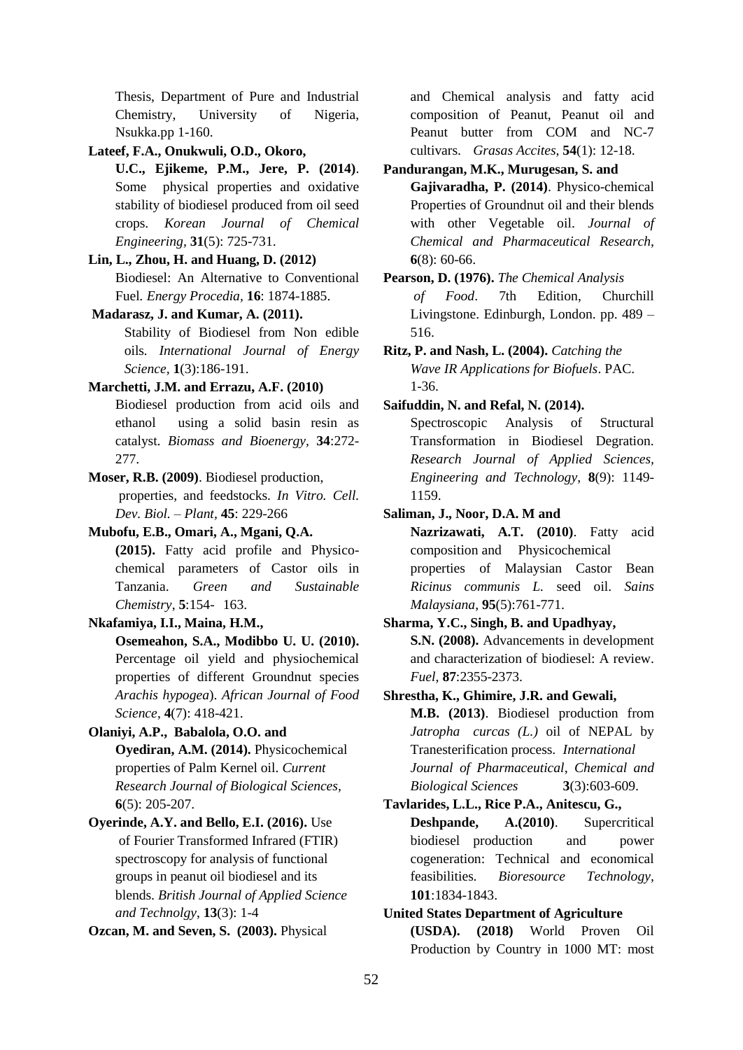Thesis, Department of Pure and Industrial Chemistry, University of Nigeria, Nsukka.pp 1-160.

**Lateef, F.A., Onukwuli, O.D., Okoro, U.C., Ejikeme, P.M., Jere, P. (2014)**. Some physical properties and oxidative stability of biodiesel produced from oil seed crops. *Korean Journal of Chemical Engineering*, **31**(5): 725-731.

**Lin, L., Zhou, H. and Huang, D. (2012)** Biodiesel: An Alternative to Conventional Fuel. *Energy Procedia,* **16**: 1874-1885.

**Madarasz, J. and Kumar, A. (2011).** Stability of Biodiesel from Non edible oils. *International Journal of Energy Science*, **1**(3):186-191.

**Marchetti, J.M. and Errazu, A.F. (2010)** Biodiesel production from acid oils and ethanol using a solid basin resin as catalyst. *Biomass and Bioenergy,* **34**:272-277.

**Moser, R.B. (2009)**. Biodiesel production, properties, and feedstocks. *In Vitro. Cell. Dev. Biol. – Plant*, **45**: 229-266

**Mubofu, E.B., Omari, A., Mgani, Q.A. (2015).** Fatty acid profile and Physico-chemical parameters of Castor oils in Tanzania. *Green and Sustainable Chemistry*, **5**:154- 163.

**Nkafamiya, I.I., Maina, H.M., Osemeahon, S.A., Modibbo U. U. (2010).** Percentage oil yield and physiochemical properties of different Groundnut species *Arachis hypogea*). *African Journal of Food Science*, **4**(7): 418-421.

**Olaniyi, A.P., Babalola, O.O. and Oyediran, A.M. (2014).** Physicochemical properties of Palm Kernel oil. *Current Research Journal of Biological Sciences,* **6**(5): 205-207.

**Oyerinde, A.Y. and Bello, E.I. (2016).** Use of Fourier Transformed Infrared (FTIR) spectroscopy for analysis of functional groups in peanut oil biodiesel and its blends. *British Journal of Applied Science and Technolgy*, **13**(3): 1-4

**Ozcan, M. and Seven, S. (2003).** Physical and Chemical analysis and fatty acid composition of Peanut, Peanut oil and Peanut butter from COM and NC-7 cultivars. *Grasas Accites*, **54**(1): 12-18.

**Pandurangan, M.K., Murugesan, S. and Gajivaradha, P. (2014)**. Physico-chemical Properties of Groundnut oil and their blends with other Vegetable oil. *Journal of Chemical and Pharmaceutical Research*, **6**(8): 60-66.

**Pearson, D. (1976).** *The Chemical Analysis of Food*. 7th Edition, Churchill Livingstone. Edinburgh, London. pp. 489 – 516.

**Ritz, P. and Nash, L. (2004).** *Catching the Wave IR Applications for Biofuels*. PAC. 1-36.

**Saifuddin, N. and Refal, N. (2014).** Spectroscopic Analysis of Structural Transformation in Biodiesel Degration. *Research Journal of Applied Sciences, Engineering and Technology*, **8**(9): 1149-1159.

**Saliman, J., Noor, D.A. M and Nazrizawati, A.T. (2010)**. Fatty acid composition and Physicochemical properties of Malaysian Castor Bean *Ricinus communis L.* seed oil. *Sains Malaysiana*, **95**(5):761-771.

**Sharma, Y.C., Singh, B. and Upadhyay, S.N. (2008).** Advancements in development and characterization of biodiesel: A review. *Fuel,* **87**:2355-2373.

**Shrestha, K., Ghimire, J.R. and Gewali, M.B. (2013)**. Biodiesel production from *Jatropha curcas (L.)* oil of NEPAL by Tranesterification process. *International Journal of Pharmaceutical*, *Chemical and Biological Sciences* **3**(3):603-609.

**Tavlarides, L.L., Rice P.A., Anitescu, G., Deshpande, A.(2010)**. Supercritical biodiesel production and power cogeneration: Technical and economical feasibilities*. Bioresource Technology,* **101**:1834-1843.

**United States Department of Agriculture (USDA). (2018)** World Proven Oil Production by Country in 1000 MT: most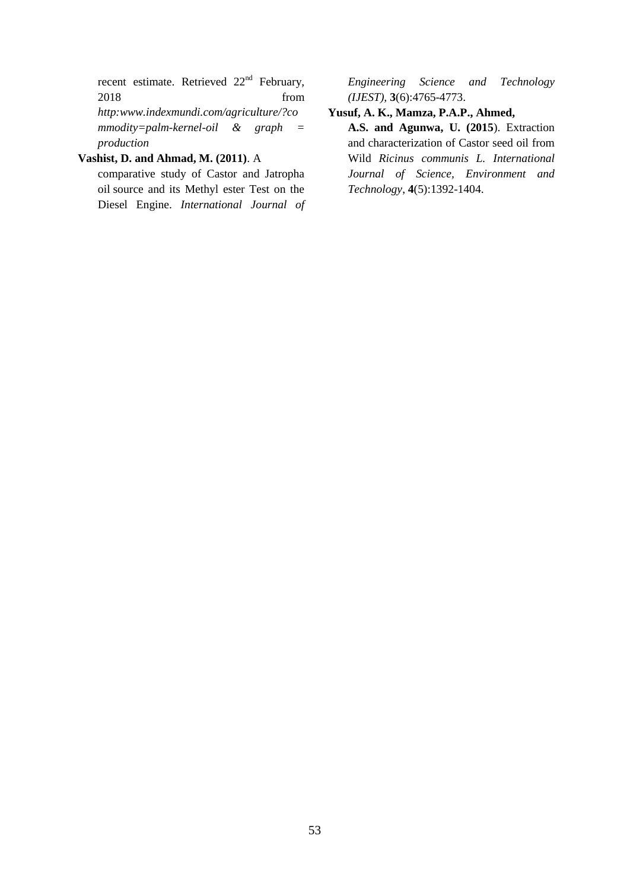recent estimate. Retrieved 22nd February, 2018 from *http:www.indexmundi.com/agriculture/?commodity=palm-kernel-oil & graph = production*

**Vashist, D. and Ahmad, M. (2011)**. A comparative study of Castor and Jatropha oil source and its Methyl ester Test on the Diesel Engine. *International Journal of Engineering Science and Technology (IJEST)*, **3**(6):4765-4773.

**Yusuf, A. K., Mamza, P.A.P., Ahmed, A.S. and Agunwa, U. (2015**). Extraction and characterization of Castor seed oil from Wild *Ricinus communis L. International Journal of Science, Environment and Technology*, **4**(5):1392-1404.